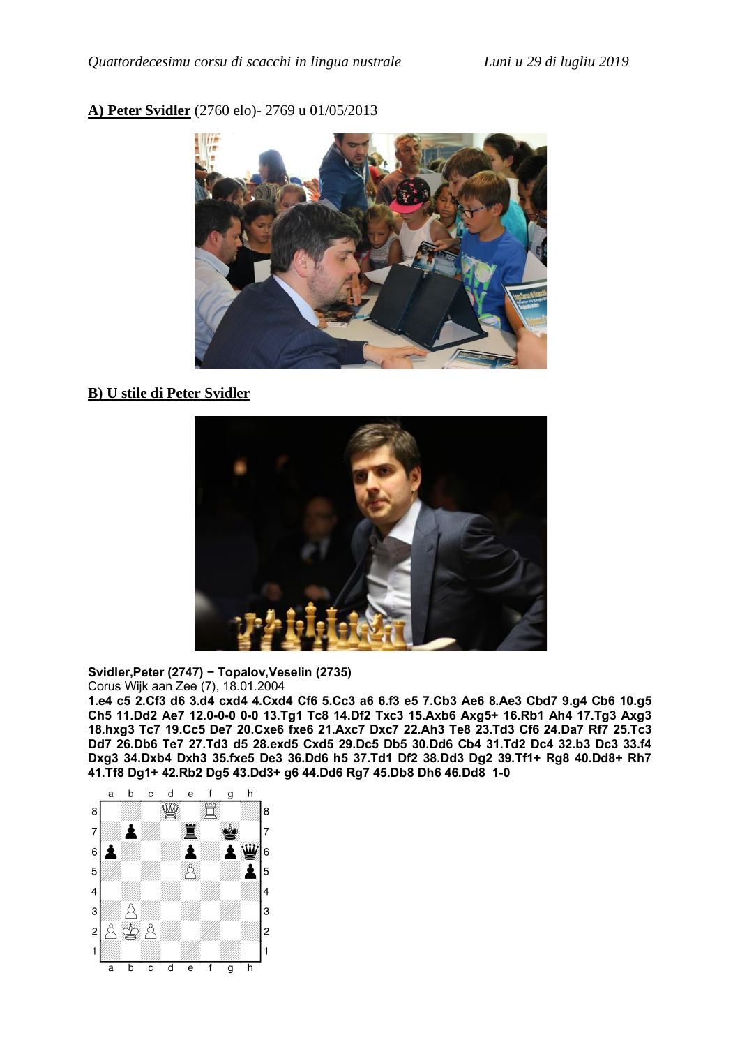*Quattordecesimu corsu di scacchi in lingua nustrale* *Luni u 29 di lugliu 2019*

**A) Peter Svidler** (2760 elo)- 2769 u 01/05/2013

**B) U stile di Peter Svidler**

**Svidler,Peter (2747) − Topalov,Veselin (2735)**
Corus Wijk aan Zee (7), 18.01.2004
**1.e4 c5 2.Cf3 d6 3.d4 cxd4 4.Cxd4 Cf6 5.Cc3 a6 6.f3 e5 7.Cb3 Ae6 8.Ae3 Cbd7 9.g4 Cb6 10.g5 Ch5 11.Dd2 Ae7 12.0-0-0 0-0 13.Tg1 Tc8 14.Df2 Txc3 15.Axb6 Axg5+ 16.Rb1 Ah4 17.Tg3 Axg3 18.hxg3 Tc7 19.Cc5 De7 20.Cxe6 fxe6 21.Axc7 Dxc7 22.Ah3 Te8 23.Td3 Cf6 24.Da7 Rf7 25.Tc3 Dd7 26.Db6 Te7 27.Td3 d5 28.exd5 Cxd5 29.Dc5 Db5 30.Dd6 Cb4 31.Td2 Dc4 32.b3 Dc3 33.f4 Dxg3 34.Dxb4 Dxh3 35.fxe5 De3 36.Dd6 h5 37.Td1 Df2 38.Dd3 Dg2 39.Tf1+ Rg8 40.Dd8+ Rh7 41.Tf8 Dg1+ 42.Rb2 Dg5 43.Dd3+ g6 44.Dd6 Rg7 45.Db8 Dh6 46.Dd8 1-0**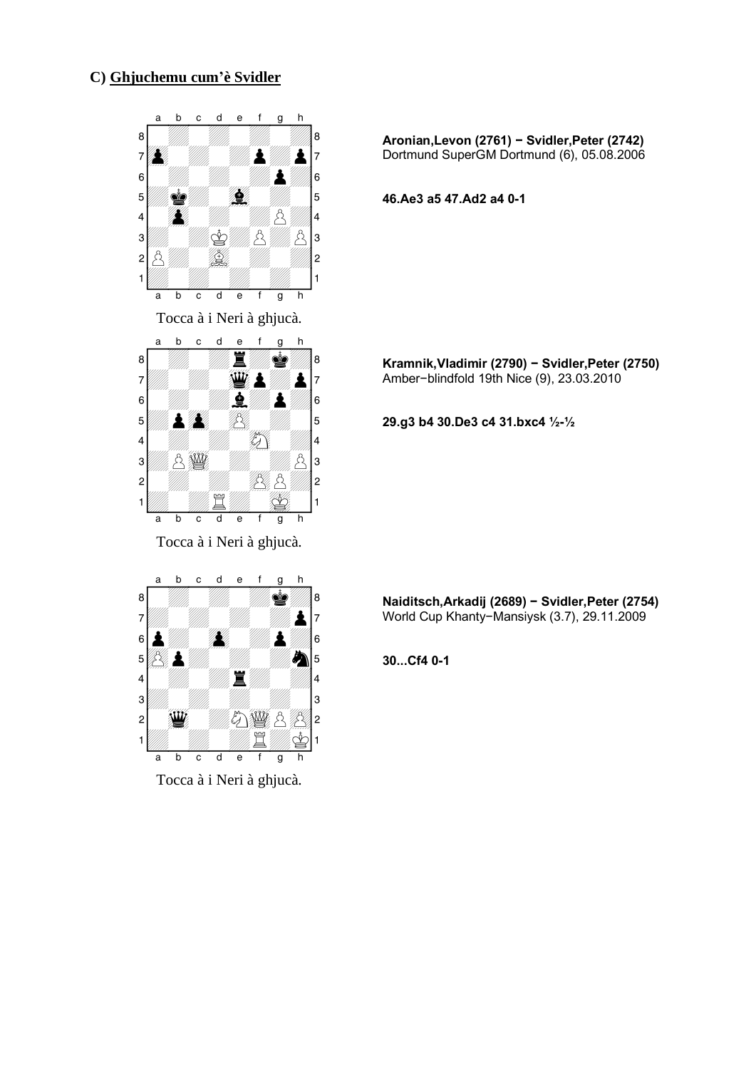## C) Ghjuchemu cum'è Svidler

Tocca à i Neri à ghjucà.

**Aronian,Levon (2761) − Svidler,Peter (2742)**
Dortmund SuperGM Dortmund (6), 05.08.2006

**46.Ae3 a5 47.Ad2 a4 0-1**

Tocca à i Neri à ghjucà.

**Kramnik,Vladimir (2790) − Svidler,Peter (2750)**
Amber−blindfold 19th Nice (9), 23.03.2010

**29.g3 b4 30.De3 c4 31.bxc4 ½-½**

Tocca à i Neri à ghjucà.

**Naiditsch,Arkadij (2689) − Svidler,Peter (2754)**
World Cup Khanty−Mansiysk (3.7), 29.11.2009

**30...Cf4 0-1**